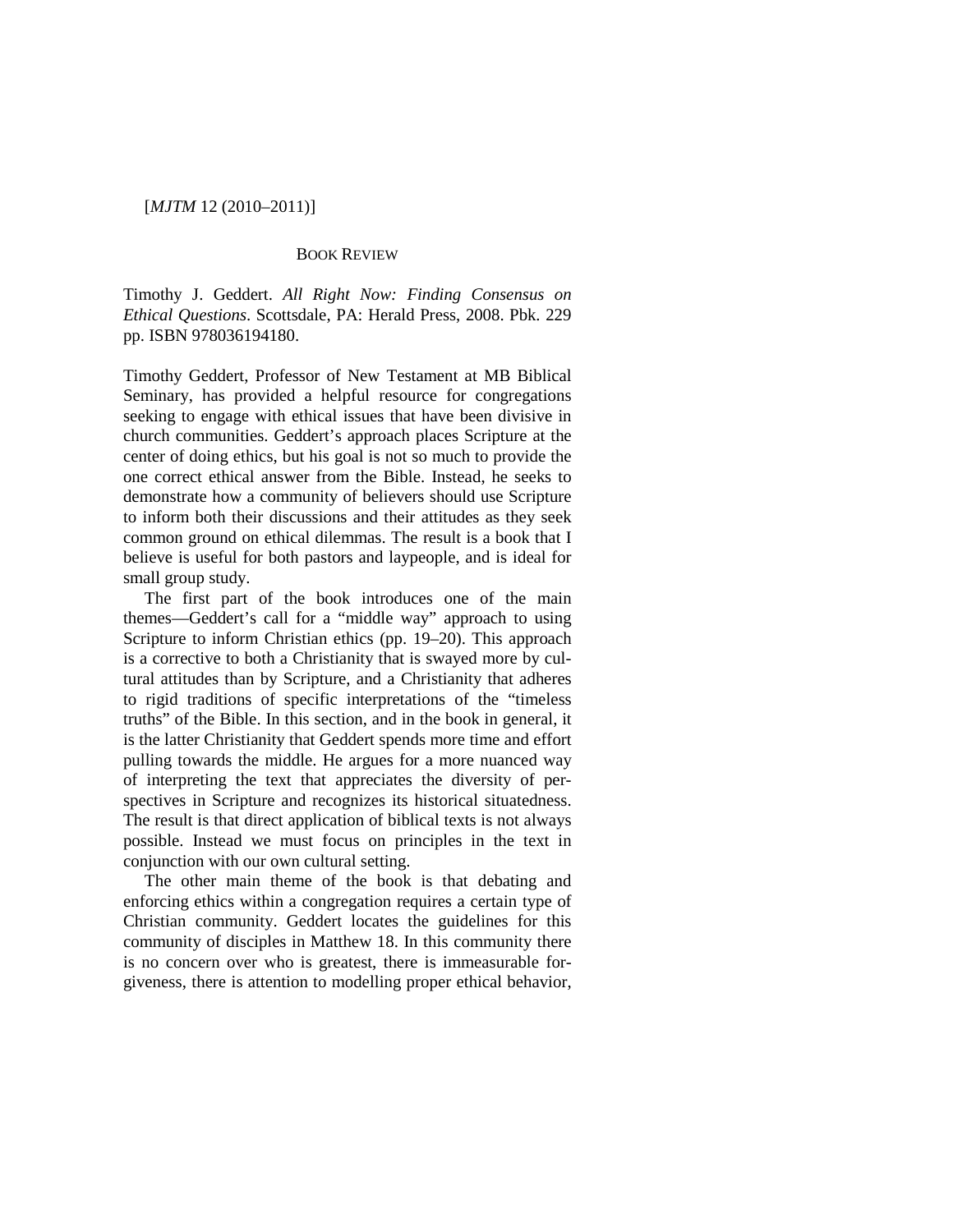BOOK REVIEW

Timothy J. Geddert. *All Right Now: Finding Consensus on Ethical Questions*. Scottsdale, PA: Herald Press, 2008. Pbk. 229 pp. ISBN 978036194180.

Timothy Geddert, Professor of New Testament at MB Biblical Seminary, has provided a helpful resource for congregations seeking to engage with ethical issues that have been divisive in church communities. Geddert's approach places Scripture at the center of doing ethics, but his goal is not so much to provide the one correct ethical answer from the Bible. Instead, he seeks to demonstrate how a community of believers should use Scripture to inform both their discussions and their attitudes as they seek common ground on ethical dilemmas. The result is a book that I believe is useful for both pastors and laypeople, and is ideal for small group study.

The first part of the book introduces one of the main themes—Geddert's call for a "middle way" approach to using Scripture to inform Christian ethics (pp. 19–20). This approach is a corrective to both a Christianity that is swayed more by cultural attitudes than by Scripture, and a Christianity that adheres to rigid traditions of specific interpretations of the "timeless truths" of the Bible. In this section, and in the book in general, it is the latter Christianity that Geddert spends more time and effort pulling towards the middle. He argues for a more nuanced way of interpreting the text that appreciates the diversity of perspectives in Scripture and recognizes its historical situatedness. The result is that direct application of biblical texts is not always possible. Instead we must focus on principles in the text in conjunction with our own cultural setting.

The other main theme of the book is that debating and enforcing ethics within a congregation requires a certain type of Christian community. Geddert locates the guidelines for this community of disciples in Matthew 18. In this community there is no concern over who is greatest, there is immeasurable forgiveness, there is attention to modelling proper ethical behavior,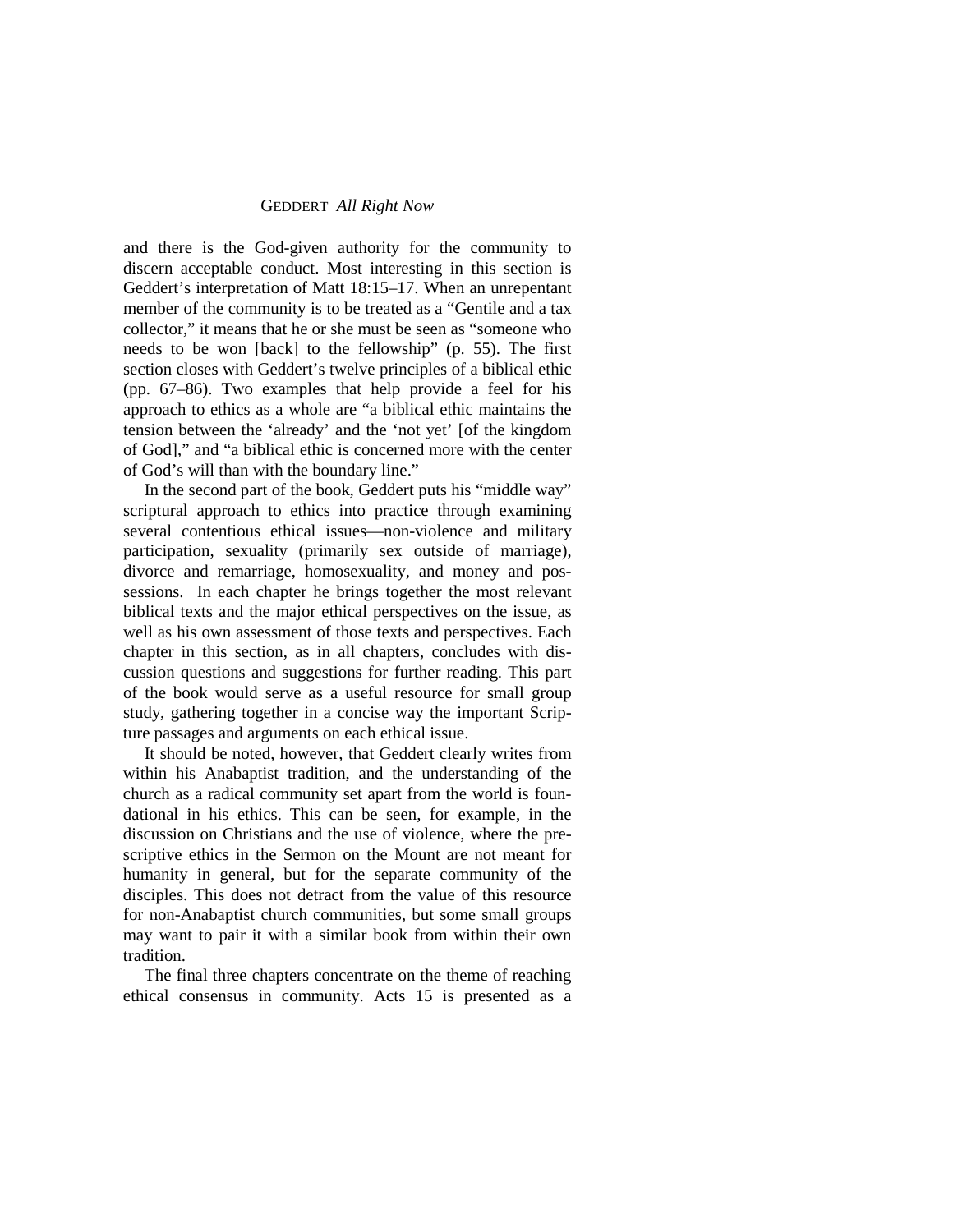and there is the God-given authority for the community to discern acceptable conduct. Most interesting in this section is Geddert's interpretation of Matt 18:15–17. When an unrepentant member of the community is to be treated as a "Gentile and a tax collector," it means that he or she must be seen as "someone who needs to be won [back] to the fellowship" (p. 55). The first section closes with Geddert's twelve principles of a biblical ethic (pp. 67–86). Two examples that help provide a feel for his approach to ethics as a whole are "a biblical ethic maintains the tension between the 'already' and the 'not yet' [of the kingdom of God]," and "a biblical ethic is concerned more with the center of God's will than with the boundary line."

In the second part of the book, Geddert puts his "middle way" scriptural approach to ethics into practice through examining several contentious ethical issues—non-violence and military participation, sexuality (primarily sex outside of marriage), divorce and remarriage, homosexuality, and money and possessions. In each chapter he brings together the most relevant biblical texts and the major ethical perspectives on the issue, as well as his own assessment of those texts and perspectives. Each chapter in this section, as in all chapters, concludes with discussion questions and suggestions for further reading. This part of the book would serve as a useful resource for small group study, gathering together in a concise way the important Scripture passages and arguments on each ethical issue.

It should be noted, however, that Geddert clearly writes from within his Anabaptist tradition, and the understanding of the church as a radical community set apart from the world is foundational in his ethics. This can be seen, for example, in the discussion on Christians and the use of violence, where the prescriptive ethics in the Sermon on the Mount are not meant for humanity in general, but for the separate community of the disciples. This does not detract from the value of this resource for non-Anabaptist church communities, but some small groups may want to pair it with a similar book from within their own tradition.

The final three chapters concentrate on the theme of reaching ethical consensus in community. Acts 15 is presented as a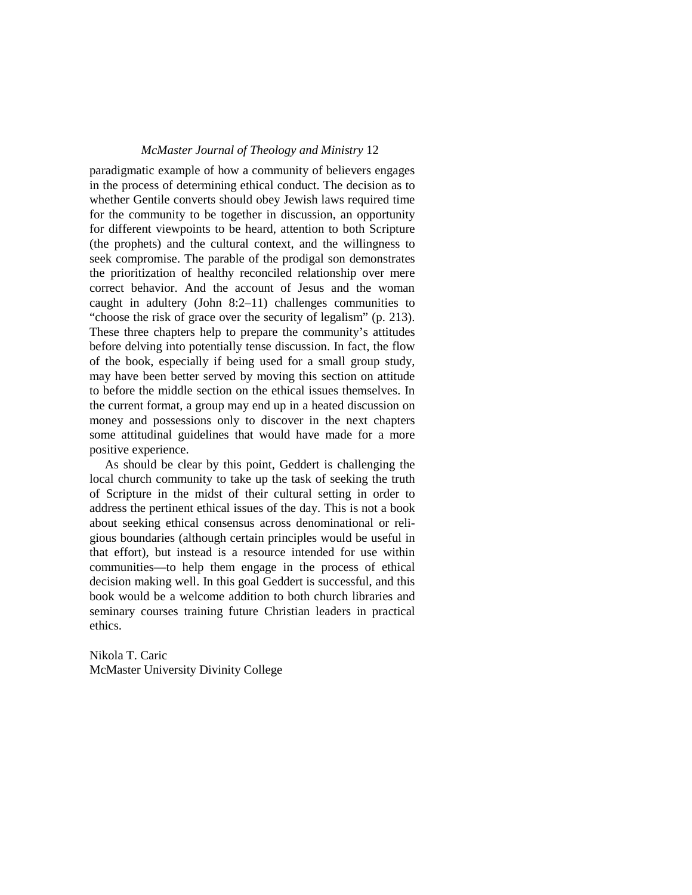paradigmatic example of how a community of believers engages in the process of determining ethical conduct. The decision as to whether Gentile converts should obey Jewish laws required time for the community to be together in discussion, an opportunity for different viewpoints to be heard, attention to both Scripture (the prophets) and the cultural context, and the willingness to seek compromise. The parable of the prodigal son demonstrates the prioritization of healthy reconciled relationship over mere correct behavior. And the account of Jesus and the woman caught in adultery (John 8:2–11) challenges communities to "choose the risk of grace over the security of legalism" (p. 213). These three chapters help to prepare the community's attitudes before delving into potentially tense discussion. In fact, the flow of the book, especially if being used for a small group study, may have been better served by moving this section on attitude to before the middle section on the ethical issues themselves. In the current format, a group may end up in a heated discussion on money and possessions only to discover in the next chapters some attitudinal guidelines that would have made for a more positive experience.

As should be clear by this point, Geddert is challenging the local church community to take up the task of seeking the truth of Scripture in the midst of their cultural setting in order to address the pertinent ethical issues of the day. This is not a book about seeking ethical consensus across denominational or religious boundaries (although certain principles would be useful in that effort), but instead is a resource intended for use within communities—to help them engage in the process of ethical decision making well. In this goal Geddert is successful, and this book would be a welcome addition to both church libraries and seminary courses training future Christian leaders in practical ethics.

Nikola T. Caric
McMaster University Divinity College